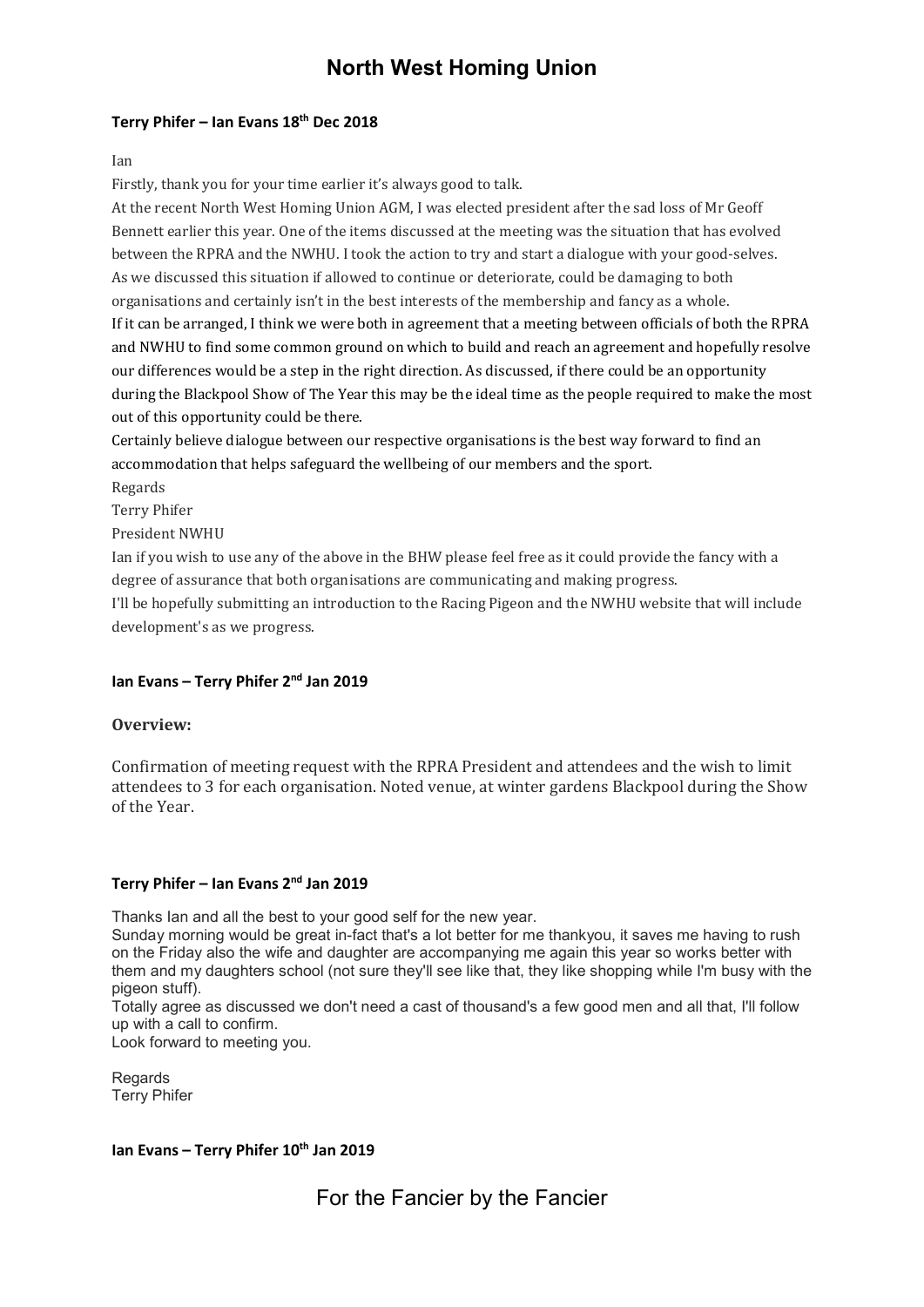# North West Homing Union

**Terry Phifer – Ian Evans 18th Dec 2018**

Ian

Firstly, thank you for your time earlier it's always good to talk.

At the recent North West Homing Union AGM, I was elected president after the sad loss of Mr Geoff Bennett earlier this year. One of the items discussed at the meeting was the situation that has evolved between the RPRA and the NWHU. I took the action to try and start a dialogue with your good-selves.

As we discussed this situation if allowed to continue or deteriorate, could be damaging to both organisations and certainly isn't in the best interests of the membership and fancy as a whole.

If it can be arranged, I think we were both in agreement that a meeting between officials of both the RPRA and NWHU to find some common ground on which to build and reach an agreement and hopefully resolve our differences would be a step in the right direction. As discussed, if there could be an opportunity during the Blackpool Show of The Year this may be the ideal time as the people required to make the most out of this opportunity could be there.

Certainly believe dialogue between our respective organisations is the best way forward to find an accommodation that helps safeguard the wellbeing of our members and the sport.

Regards

Terry Phifer

President NWHU

Ian if you wish to use any of the above in the BHW please feel free as it could provide the fancy with a degree of assurance that both organisations are communicating and making progress.

I'll be hopefully submitting an introduction to the Racing Pigeon and the NWHU website that will include development's as we progress.

**Ian Evans – Terry Phifer 2nd Jan 2019**

**Overview:**

Confirmation of meeting request with the RPRA President and attendees and the wish to limit attendees to 3 for each organisation. Noted venue, at winter gardens Blackpool during the Show of the Year.

**Terry Phifer – Ian Evans 2nd Jan 2019**

Thanks Ian and all the best to your good self for the new year.

Sunday morning would be great in-fact that's a lot better for me thankyou, it saves me having to rush on the Friday also the wife and daughter are accompanying me again this year so works better with them and my daughters school (not sure they'll see like that, they like shopping while I'm busy with the pigeon stuff).

Totally agree as discussed we don't need a cast of thousand's a few good men and all that, I'll follow up with a call to confirm.

Look forward to meeting you.

Regards
Terry Phifer

**Ian Evans – Terry Phifer 10th Jan 2019**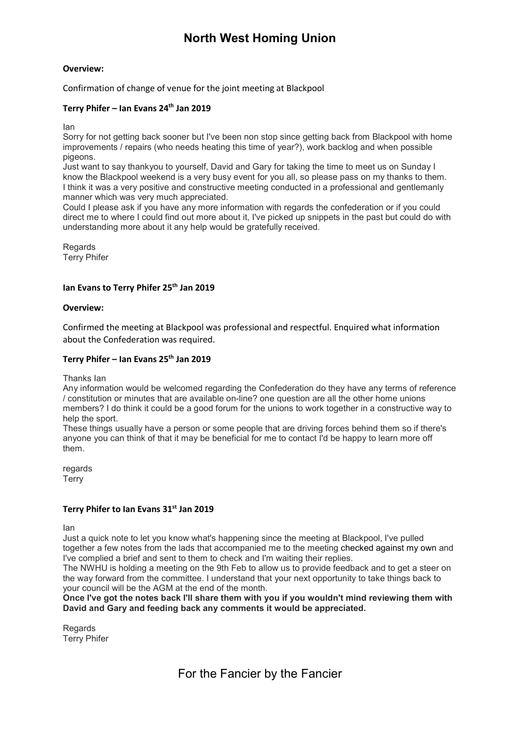# North West Homing Union

**Overview:**

Confirmation of change of venue for the joint meeting at Blackpool

**Terry Phifer – Ian Evans 24th Jan 2019**

Ian
Sorry for not getting back sooner but I've been non stop since getting back from Blackpool with home improvements / repairs (who needs heating this time of year?), work backlog and when possible pigeons.
Just want to say thankyou to yourself, David and Gary for taking the time to meet us on Sunday I know the Blackpool weekend is a very busy event for you all, so please pass on my thanks to them.
I think it was a very positive and constructive meeting conducted in a professional and gentlemanly manner which was very much appreciated.
Could I please ask if you have any more information with regards the confederation or if you could direct me to where I could find out more about it, I've picked up snippets in the past but could do with understanding more about it any help would be gratefully received.

Regards
Terry Phifer

**Ian Evans to Terry Phifer 25th Jan 2019**

**Overview:**

Confirmed the meeting at Blackpool was professional and respectful. Enquired what information about the Confederation was required.

**Terry Phifer – Ian Evans 25th Jan 2019**

Thanks Ian
Any information would be welcomed regarding the Confederation do they have any terms of reference / constitution or minutes that are available on-line? one question are all the other home unions members? I do think it could be a good forum for the unions to work together in a constructive way to help the sport.
These things usually have a person or some people that are driving forces behind them so if there's anyone you can think of that it may be beneficial for me to contact I'd be happy to learn more off them.

regards
Terry

**Terry Phifer to Ian Evans 31st Jan 2019**

Ian
Just a quick note to let you know what's happening since the meeting at Blackpool, I've pulled together a few notes from the lads that accompanied me to the meeting checked against my own and I've complied a brief and sent to them to check and I'm waiting their replies.
The NWHU is holding a meeting on the 9th Feb to allow us to provide feedback and to get a steer on the way forward from the committee. I understand that your next opportunity to take things back to your council will be the AGM at the end of the month.
**Once I've got the notes back I'll share them with you if you wouldn't mind reviewing them with David and Gary and feeding back any comments it would be appreciated.**

Regards
Terry Phifer

For the Fancier by the Fancier